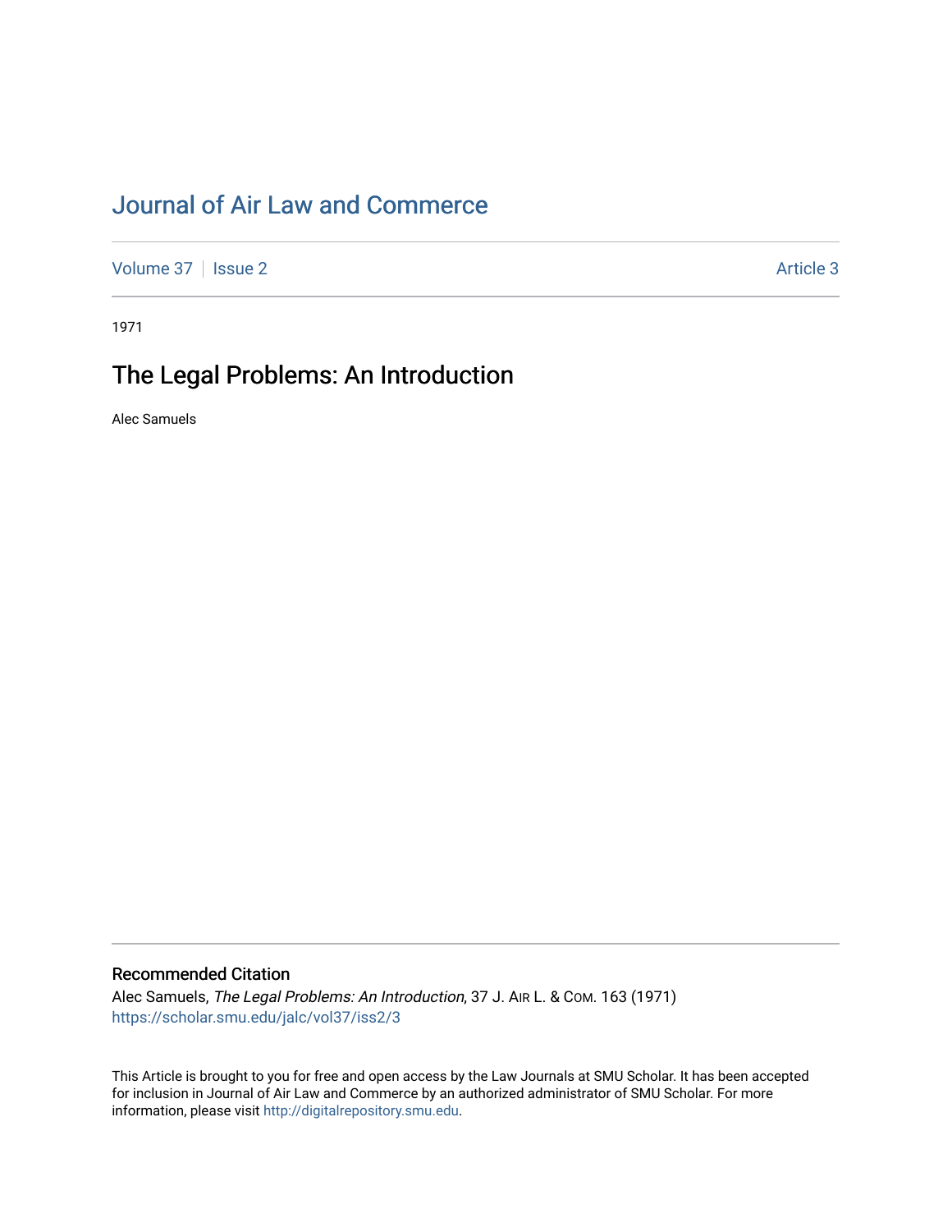# Journal of Air Law and Commerce

Volume 37 | Issue 2 | Article 3

1971

## The Legal Problems: An Introduction

Alec Samuels

### Recommended Citation

Alec Samuels, *The Legal Problems: An Introduction*, 37 J. Air L. & Com. 163 (1971)
https://scholar.smu.edu/jalc/vol37/iss2/3

This Article is brought to you for free and open access by the Law Journals at SMU Scholar. It has been accepted for inclusion in Journal of Air Law and Commerce by an authorized administrator of SMU Scholar. For more information, please visit http://digitalrepository.smu.edu.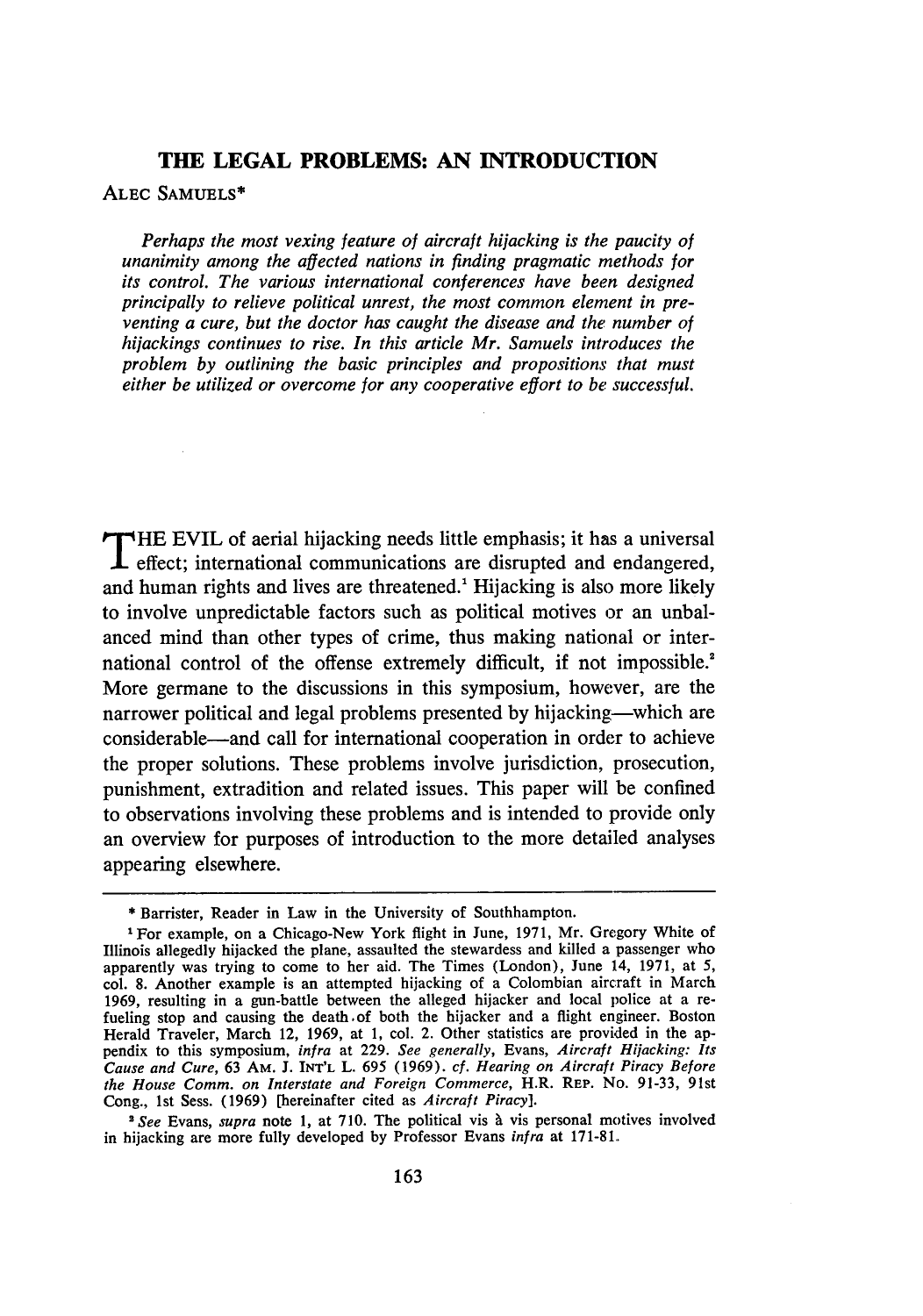# THE LEGAL PROBLEMS: AN INTRODUCTION

ALEC SAMUELS*

*Perhaps the most vexing feature of aircraft hijacking is the paucity of unanimity among the affected nations in finding pragmatic methods for its control. The various international conferences have been designed principally to relieve political unrest, the most common element in preventing a cure, but the doctor has caught the disease and the number of hijackings continues to rise. In this article Mr. Samuels introduces the problem by outlining the basic principles and propositions that must either be utilized or overcome for any cooperative effort to be successful.*

THE EVIL of aerial hijacking needs little emphasis; it has a universal effect; international communications are disrupted and endangered, and human rights and lives are threatened.[1] Hijacking is also more likely to involve unpredictable factors such as political motives or an unbalanced mind than other types of crime, thus making national or international control of the offense extremely difficult, if not impossible.[2] More germane to the discussions in this symposium, however, are the narrower political and legal problems presented by hijacking—which are considerable—and call for international cooperation in order to achieve the proper solutions. These problems involve jurisdiction, prosecution, punishment, extradition and related issues. This paper will be confined to observations involving these problems and is intended to provide only an overview for purposes of introduction to the more detailed analyses appearing elsewhere.

---

\* Barrister, Reader in Law in the University of Southhampton.

[1] For example, on a Chicago-New York flight in June, 1971, Mr. Gregory White of Illinois allegedly hijacked the plane, assaulted the stewardess and killed a passenger who apparently was trying to come to her aid. The Times (London), June 14, 1971, at 5, col. 8. Another example is an attempted hijacking of a Colombian aircraft in March 1969, resulting in a gun-battle between the alleged hijacker and local police at a refueling stop and causing the death of both the hijacker and a flight engineer. Boston Herald Traveler, March 12, 1969, at 1, col. 2. Other statistics are provided in the appendix to this symposium, *infra* at 229. *See generally*, Evans, *Aircraft Hijacking: Its Cause and Cure*, 63 AM. J. INT'L L. 695 (1969). *cf. Hearing on Aircraft Piracy Before the House Comm. on Interstate and Foreign Commerce*, H.R. REP. No. 91-33, 91st Cong., 1st Sess. (1969) [hereinafter cited as *Aircraft Piracy*].

[2] *See* Evans, *supra* note 1, at 710. The political vis à vis personal motives involved in hijacking are more fully developed by Professor Evans *infra* at 171-81.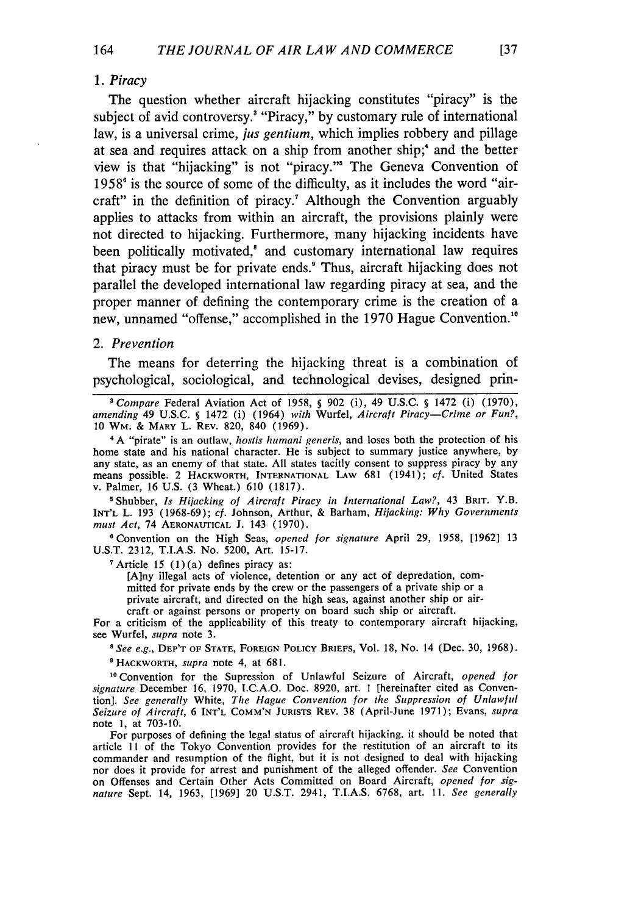### 1. *Piracy*

The question whether aircraft hijacking constitutes "piracy" is the subject of avid controversy.[3] "Piracy," by customary rule of international law, is a universal crime, *jus gentium*, which implies robbery and pillage at sea and requires attack on a ship from another ship;[4] and the better view is that "hijacking" is not "piracy."[5] The Geneva Convention of 1958[6] is the source of some of the difficulty, as it includes the word "aircraft" in the definition of piracy.[7] Although the Convention arguably applies to attacks from within an aircraft, the provisions plainly were not directed to hijacking. Furthermore, many hijacking incidents have been politically motivated,[8] and customary international law requires that piracy must be for private ends.[9] Thus, aircraft hijacking does not parallel the developed international law regarding piracy at sea, and the proper manner of defining the contemporary crime is the creation of a new, unnamed "offense," accomplished in the 1970 Hague Convention.[10]

### 2. *Prevention*

The means for deterring the hijacking threat is a combination of psychological, sociological, and technological devises, designed prin-

---

[3] *Compare* Federal Aviation Act of 1958, § 902 (i), 49 U.S.C. § 1472 (i) (1970), *amending* 49 U.S.C. § 1472 (i) (1964) *with* Wurfel, *Aircraft Piracy—Crime or Fun?*, 10 WM. & MARY L. REV. 820, 840 (1969).

[4] A "pirate" is an outlaw, *hostis humani generis*, and loses both the protection of his home state and his national character. He is subject to summary justice anywhere, by any state, as an enemy of that state. All states tacitly consent to suppress piracy by any means possible. 2 HACKWORTH, INTERNATIONAL LAW 681 (1941); *cf.* United States v. Palmer, 16 U.S. (3 Wheat.) 610 (1817).

[5] Shubber, *Is Hijacking of Aircraft Piracy in International Law?*, 43 BRIT. Y.B. INT'L L. 193 (1968-69); *cf.* Johnson, Arthur, & Barham, *Hijacking: Why Governments must Act*, 74 AERONAUTICAL J. 143 (1970).

[6] Convention on the High Seas, *opened for signature* April 29, 1958, [1962] 13 U.S.T. 2312, T.I.A.S. No. 5200, Art. 15-17.

[7] Article 15 (1)(a) defines piracy as:

> [A]ny illegal acts of violence, detention or any act of depredation, committed for private ends by the crew or the passengers of a private ship or a private aircraft, and directed on the high seas, against another ship or aircraft or against persons or property on board such ship or aircraft.

For a criticism of the applicability of this treaty to contemporary aircraft hijacking, see Wurfel, *supra* note 3.

[8] *See e.g.*, DEP'T OF STATE, FOREIGN POLICY BRIEFS, Vol. 18, No. 14 (Dec. 30, 1968).

[9] HACKWORTH, *supra* note 4, at 681.

[10] Convention for the Supression of Unlawful Seizure of Aircraft, *opened for signature* December 16, 1970, I.C.A.O. Doc. 8920, art. 1 [hereinafter cited as Convention]. *See generally* White, *The Hague Convention for the Suppression of Unlawful Seizure of Aircraft*, 6 INT'L COMM'N JURISTS REV. 38 (April-June 1971); Evans, *supra* note 1, at 703-10.

For purposes of defining the legal status of aircraft hijacking, it should be noted that article 11 of the Tokyo Convention provides for the restitution of an aircraft to its commander and resumption of the flight, but it is not designed to deal with hijacking nor does it provide for arrest and punishment of the alleged offender. *See* Convention on Offenses and Certain Other Acts Committed on Board Aircraft, *opened for signature* Sept. 14, 1963, [1969] 20 U.S.T. 2941, T.I.A.S. 6768, art. 11. *See generally*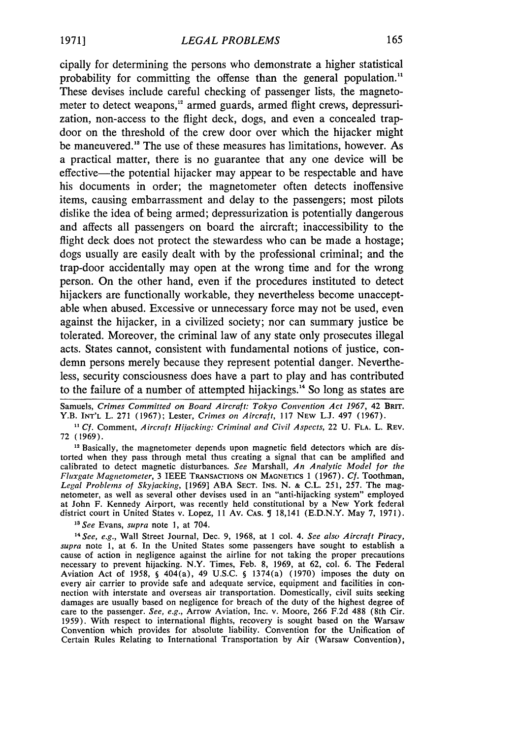cipally for determining the persons who demonstrate a higher statistical probability for committing the offense than the general population.[11] These devises include careful checking of passenger lists, the magnetometer to detect weapons,[12] armed guards, armed flight crews, depressurization, non-access to the flight deck, dogs, and even a concealed trapdoor on the threshold of the crew door over which the hijacker might be maneuvered.[13] The use of these measures has limitations, however. As a practical matter, there is no guarantee that any one device will be effective—the potential hijacker may appear to be respectable and have his documents in order; the magnetometer often detects inoffensive items, causing embarrassment and delay to the passengers; most pilots dislike the idea of being armed; depressurization is potentially dangerous and affects all passengers on board the aircraft; inaccessibility to the flight deck does not protect the stewardess who can be made a hostage; dogs usually are easily dealt with by the professional criminal; and the trap-door accidentally may open at the wrong time and for the wrong person. On the other hand, even if the procedures instituted to detect hijackers are functionally workable, they nevertheless become unacceptable when abused. Excessive or unnecessary force may not be used, even against the hijacker, in a civilized society; nor can summary justice be tolerated. Moreover, the criminal law of any state only prosecutes illegal acts. States cannot, consistent with fundamental notions of justice, condemn persons merely because they represent potential danger. Nevertheless, security consciousness does have a part to play and has contributed to the failure of a number of attempted hijackings.[14] So long as states are

---

Samuels, *Crimes Committed on Board Aircraft: Tokyo Convention Act 1967*, 42 BRIT. Y.B. INT'L L. 271 (1967); Lester, *Crimes on Aircraft*, 117 NEW L.J. 497 (1967).

[11] *Cf.* Comment, *Aircraft Hijacking: Criminal and Civil Aspects*, 22 U. FLA. L. REV. 72 (1969).

[12] Basically, the magnetometer depends upon magnetic field detectors which are distorted when they pass through metal thus creating a signal that can be amplified and calibrated to detect magnetic disturbances. *See* Marshall, *An Analytic Model for the Fluxgate Magnetometer*, 3 IEEE TRANSACTIONS ON MAGNETICS 1 (1967). *Cf.* Toothman, *Legal Problems of Skyjacking*, [1969] ABA SECT. INS. N. & C.L. 251, 257. The magnetometer, as well as several other devises used in an "anti-hijacking system" employed at John F. Kennedy Airport, was recently held constitutional by a New York federal district court in United States v. Lopez, 11 AV. CAS. ¶ 18,141 (E.D.N.Y. May 7, 1971).

[13] *See* Evans, *supra* note 1, at 704.

[14] *See, e.g.*, Wall Street Journal, Dec. 9, 1968, at 1 col. 4. *See also Aircraft Piracy*, *supra* note 1, at 6. In the United States some passengers have sought to establish a cause of action in negligence against the airline for not taking the proper precautions necessary to prevent hijacking. N.Y. Times, Feb. 8, 1969, at 62, col. 6. The Federal Aviation Act of 1958, § 404(a), 49 U.S.C. § 1374(a) (1970) imposes the duty on every air carrier to provide safe and adequate service, equipment and facilities in connection with interstate and overseas air transportation. Domestically, civil suits seeking damages are usually based on negligence for breach of the duty of the highest degree of care to the passenger. *See, e.g.*, Arrow Aviation, Inc. v. Moore, 266 F.2d 488 (8th Cir. 1959). With respect to international flights, recovery is sought based on the Warsaw Convention which provides for absolute liability. Convention for the Unification of Certain Rules Relating to International Transportation by Air (Warsaw Convention),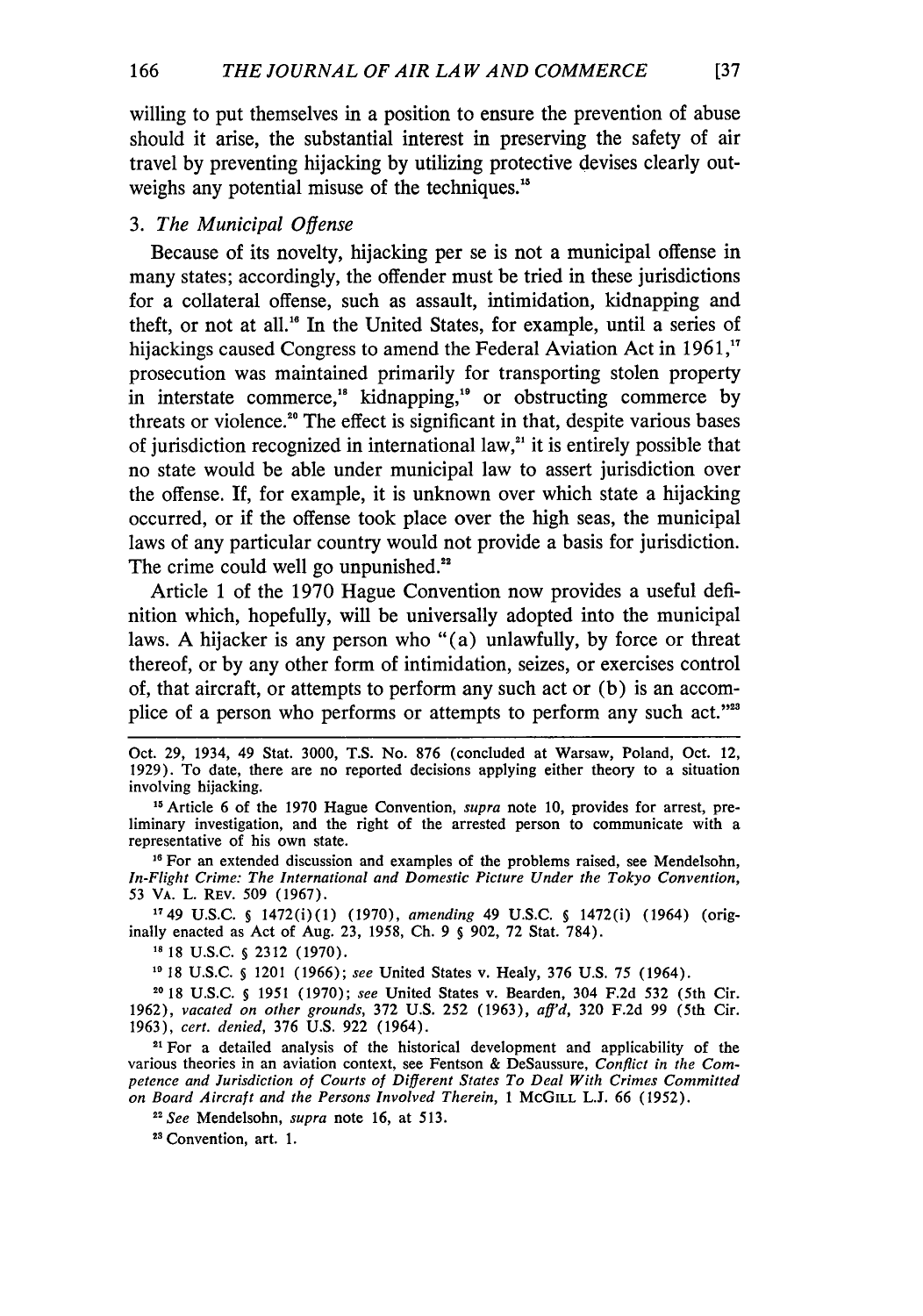willing to put themselves in a position to ensure the prevention of abuse should it arise, the substantial interest in preserving the safety of air travel by preventing hijacking by utilizing protective devises clearly outweighs any potential misuse of the techniques.[15]

### 3. *The Municipal Offense*

Because of its novelty, hijacking per se is not a municipal offense in many states; accordingly, the offender must be tried in these jurisdictions for a collateral offense, such as assault, intimidation, kidnapping and theft, or not at all.[16] In the United States, for example, until a series of hijackings caused Congress to amend the Federal Aviation Act in 1961,[17] prosecution was maintained primarily for transporting stolen property in interstate commerce,[18] kidnapping,[19] or obstructing commerce by threats or violence.[20] The effect is significant in that, despite various bases of jurisdiction recognized in international law,[21] it is entirely possible that no state would be able under municipal law to assert jurisdiction over the offense. If, for example, it is unknown over which state a hijacking occurred, or if the offense took place over the high seas, the municipal laws of any particular country would not provide a basis for jurisdiction. The crime could well go unpunished.[22]

Article 1 of the 1970 Hague Convention now provides a useful definition which, hopefully, will be universally adopted into the municipal laws. A hijacker is any person who "(a) unlawfully, by force or threat thereof, or by any other form of intimidation, seizes, or exercises control of, that aircraft, or attempts to perform any such act or (b) is an accomplice of a person who performs or attempts to perform any such act."[23]

---

Oct. 29, 1934, 49 Stat. 3000, T.S. No. 876 (concluded at Warsaw, Poland, Oct. 12, 1929). To date, there are no reported decisions applying either theory to a situation involving hijacking.

[15] Article 6 of the 1970 Hague Convention, *supra* note 10, provides for arrest, preliminary investigation, and the right of the arrested person to communicate with a representative of his own state.

[16] For an extended discussion and examples of the problems raised, see Mendelsohn, *In-Flight Crime: The International and Domestic Picture Under the Tokyo Convention*, 53 VA. L. REV. 509 (1967).

[17] 49 U.S.C. § 1472(i)(1) (1970), *amending* 49 U.S.C. § 1472(i) (1964) (originally enacted as Act of Aug. 23, 1958, Ch. 9 § 902, 72 Stat. 784).

[18] 18 U.S.C. § 2312 (1970).

[19] 18 U.S.C. § 1201 (1966); *see* United States v. Healy, 376 U.S. 75 (1964).

[20] 18 U.S.C. § 1951 (1970); *see* United States v. Bearden, 304 F.2d 532 (5th Cir. 1962), *vacated on other grounds*, 372 U.S. 252 (1963), *aff'd*, 320 F.2d 99 (5th Cir. 1963), *cert. denied*, 376 U.S. 922 (1964).

[21] For a detailed analysis of the historical development and applicability of the various theories in an aviation context, see Fentson & DeSaussure, *Conflict in the Competence and Jurisdiction of Courts of Different States To Deal With Crimes Committed on Board Aircraft and the Persons Involved Therein*, 1 MCGILL L.J. 66 (1952).

[22] *See* Mendelsohn, *supra* note 16, at 513.

[23] Convention, art. 1.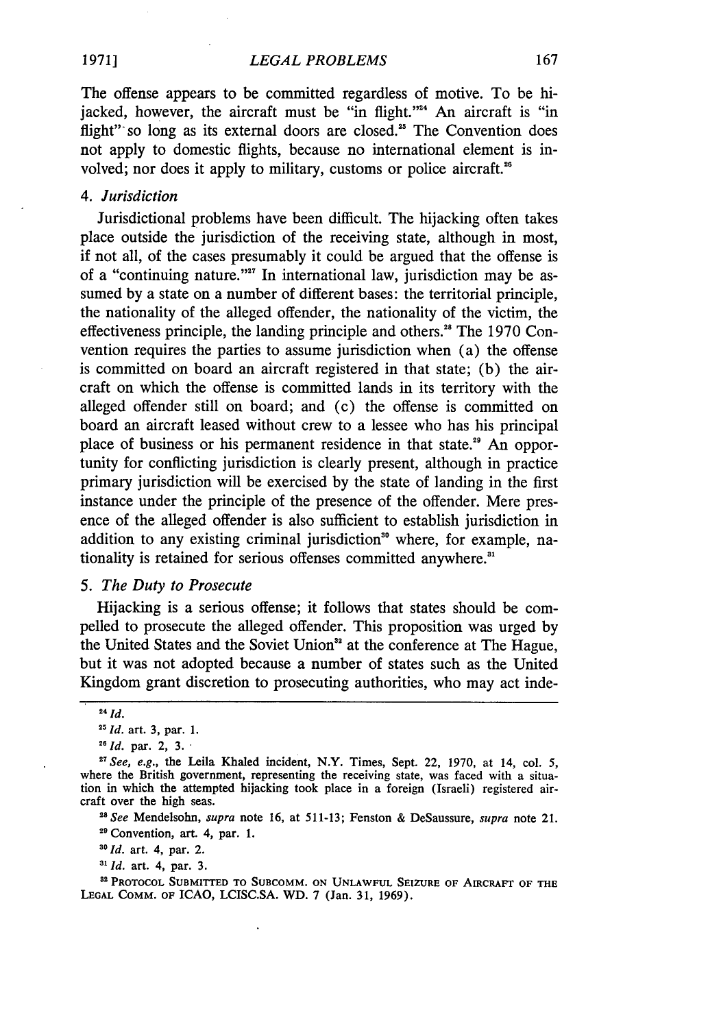The offense appears to be committed regardless of motive. To be hijacked, however, the aircraft must be "in flight."[24] An aircraft is "in flight" so long as its external doors are closed.[25] The Convention does not apply to domestic flights, because no international element is involved; nor does it apply to military, customs or police aircraft.[26]

### 4. *Jurisdiction*

Jurisdictional problems have been difficult. The hijacking often takes place outside the jurisdiction of the receiving state, although in most, if not all, of the cases presumably it could be argued that the offense is of a "continuing nature."[27] In international law, jurisdiction may be assumed by a state on a number of different bases: the territorial principle, the nationality of the alleged offender, the nationality of the victim, the effectiveness principle, the landing principle and others.[28] The 1970 Convention requires the parties to assume jurisdiction when (a) the offense is committed on board an aircraft registered in that state; (b) the aircraft on which the offense is committed lands in its territory with the alleged offender still on board; and (c) the offense is committed on board an aircraft leased without crew to a lessee who has his principal place of business or his permanent residence in that state.[29] An opportunity for conflicting jurisdiction is clearly present, although in practice primary jurisdiction will be exercised by the state of landing in the first instance under the principle of the presence of the offender. Mere presence of the alleged offender is also sufficient to establish jurisdiction in addition to any existing criminal jurisdiction[30] where, for example, nationality is retained for serious offenses committed anywhere.[31]

### 5. *The Duty to Prosecute*

Hijacking is a serious offense; it follows that states should be compelled to prosecute the alleged offender. This proposition was urged by the United States and the Soviet Union[32] at the conference at The Hague, but it was not adopted because a number of states such as the United Kingdom grant discretion to prosecuting authorities, who may act inde-

---

[24] *Id.*

[25] *Id.* art. 3, par. 1.

[26] *Id.* par. 2, 3.

[27] *See, e.g.*, the Leila Khaled incident, N.Y. Times, Sept. 22, 1970, at 14, col. 5, where the British government, representing the receiving state, was faced with a situation in which the attempted hijacking took place in a foreign (Israeli) registered aircraft over the high seas.

[28] *See* Mendelsohn, *supra* note 16, at 511-13; Fenston & DeSaussure, *supra* note 21.

[29] Convention, art. 4, par. 1.

[30] *Id.* art. 4, par. 2.

[31] *Id.* art. 4, par. 3.

[32] PROTOCOL SUBMITTED TO SUBCOMM. ON UNLAWFUL SEIZURE OF AIRCRAFT OF THE LEGAL COMM. OF ICAO, LCISC.SA. WD. 7 (Jan. 31, 1969).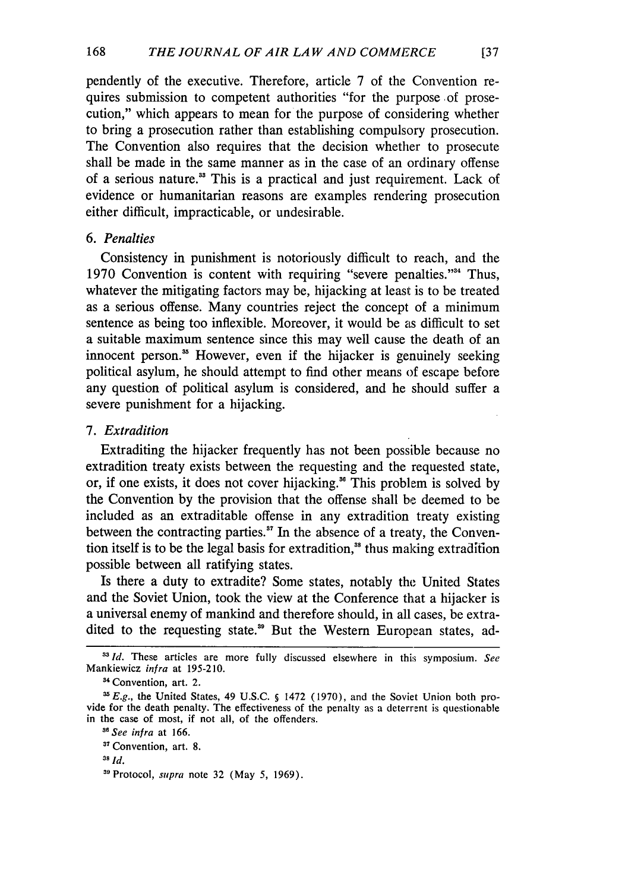pendently of the executive. Therefore, article 7 of the Convention requires submission to competent authorities "for the purpose of prosecution," which appears to mean for the purpose of considering whether to bring a prosecution rather than establishing compulsory prosecution. The Convention also requires that the decision whether to prosecute shall be made in the same manner as in the case of an ordinary offense of a serious nature.[33] This is a practical and just requirement. Lack of evidence or humanitarian reasons are examples rendering prosecution either difficult, impracticable, or undesirable.

### 6. *Penalties*

Consistency in punishment is notoriously difficult to reach, and the 1970 Convention is content with requiring "severe penalties."[34] Thus, whatever the mitigating factors may be, hijacking at least is to be treated as a serious offense. Many countries reject the concept of a minimum sentence as being too inflexible. Moreover, it would be as difficult to set a suitable maximum sentence since this may well cause the death of an innocent person.[35] However, even if the hijacker is genuinely seeking political asylum, he should attempt to find other means of escape before any question of political asylum is considered, and he should suffer a severe punishment for a hijacking.

### 7. *Extradition*

Extraditing the hijacker frequently has not been possible because no extradition treaty exists between the requesting and the requested state, or, if one exists, it does not cover hijacking.[36] This problem is solved by the Convention by the provision that the offense shall be deemed to be included as an extraditable offense in any extradition treaty existing between the contracting parties.[37] In the absence of a treaty, the Convention itself is to be the legal basis for extradition,[38] thus making extradition possible between all ratifying states.

Is there a duty to extradite? Some states, notably the United States and the Soviet Union, took the view at the Conference that a hijacker is a universal enemy of mankind and therefore should, in all cases, be extradited to the requesting state.[39] But the Western European states, ad-

---

[33] *Id.* These articles are more fully discussed elsewhere in this symposium. *See* Mankiewicz *infra* at 195-210.

[34] Convention, art. 2.

[35] *E.g.*, the United States, 49 U.S.C. § 1472 (1970), and the Soviet Union both provide for the death penalty. The effectiveness of the penalty as a deterrent is questionable in the case of most, if not all, of the offenders.

[36] *See infra* at 166.

[37] Convention, art. 8.

[38] *Id.*

[39] Protocol, *supra* note 32 (May 5, 1969).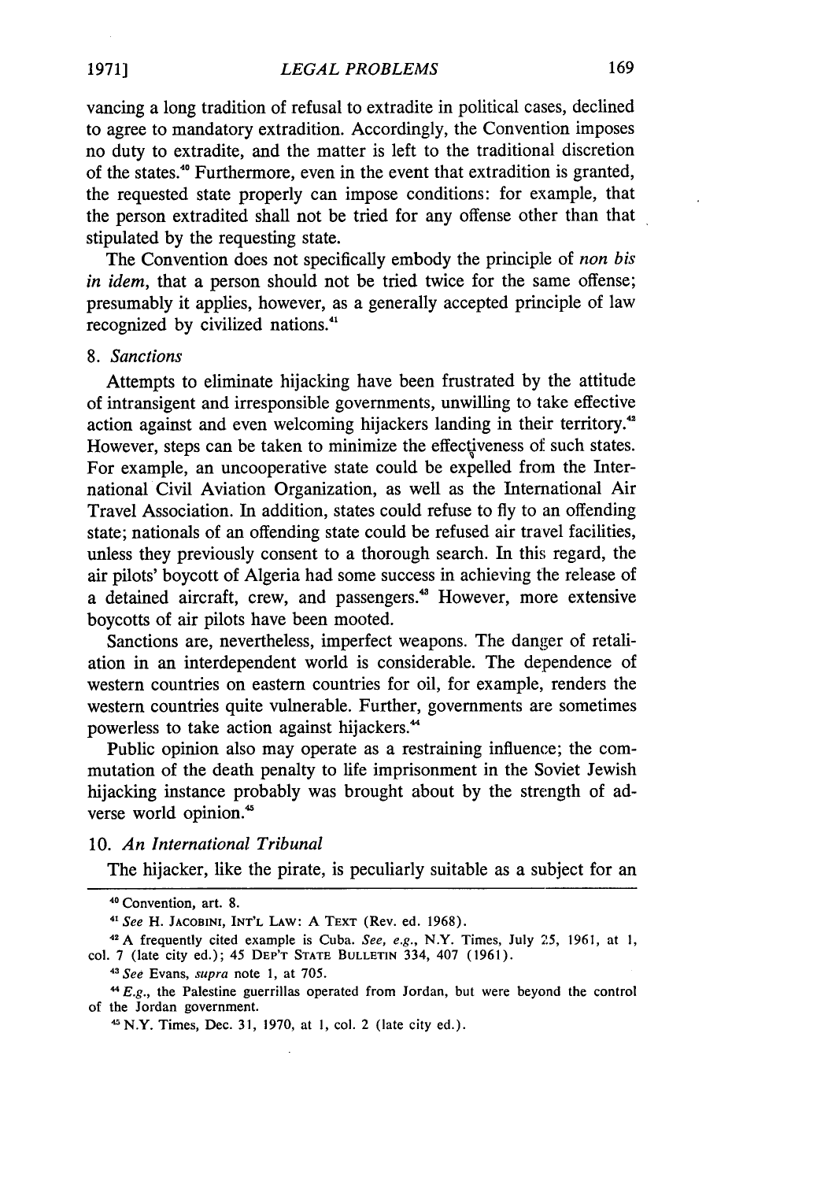vancing a long tradition of refusal to extradite in political cases, declined to agree to mandatory extradition. Accordingly, the Convention imposes no duty to extradite, and the matter is left to the traditional discretion of the states.[40] Furthermore, even in the event that extradition is granted, the requested state properly can impose conditions: for example, that the person extradited shall not be tried for any offense other than that stipulated by the requesting state.

The Convention does not specifically embody the principle of *non bis in idem*, that a person should not be tried twice for the same offense; presumably it applies, however, as a generally accepted principle of law recognized by civilized nations.[41]

### 8. *Sanctions*

Attempts to eliminate hijacking have been frustrated by the attitude of intransigent and irresponsible governments, unwilling to take effective action against and even welcoming hijackers landing in their territory.[42] However, steps can be taken to minimize the effectiveness of such states. For example, an uncooperative state could be expelled from the International Civil Aviation Organization, as well as the International Air Travel Association. In addition, states could refuse to fly to an offending state; nationals of an offending state could be refused air travel facilities, unless they previously consent to a thorough search. In this regard, the air pilots' boycott of Algeria had some success in achieving the release of a detained aircraft, crew, and passengers.[43] However, more extensive boycotts of air pilots have been mooted.

Sanctions are, nevertheless, imperfect weapons. The danger of retaliation in an interdependent world is considerable. The dependence of western countries on eastern countries for oil, for example, renders the western countries quite vulnerable. Further, governments are sometimes powerless to take action against hijackers.[44]

Public opinion also may operate as a restraining influence; the commutation of the death penalty to life imprisonment in the Soviet Jewish hijacking instance probably was brought about by the strength of adverse world opinion.[45]

### 10. *An International Tribunal*

The hijacker, like the pirate, is peculiarly suitable as a subject for an

---

[40] Convention, art. 8.

[41] *See* H. JACOBINI, INT'L LAW: A TEXT (Rev. ed. 1968).

[42] A frequently cited example is Cuba. *See, e.g.*, N.Y. Times, July 25, 1961, at 1, col. 7 (late city ed.); 45 DEP'T STATE BULLETIN 334, 407 (1961).

[43] *See* Evans, *supra* note 1, at 705.

[44] *E.g.*, the Palestine guerrillas operated from Jordan, but were beyond the control of the Jordan government.

[45] N.Y. Times, Dec. 31, 1970, at 1, col. 2 (late city ed.).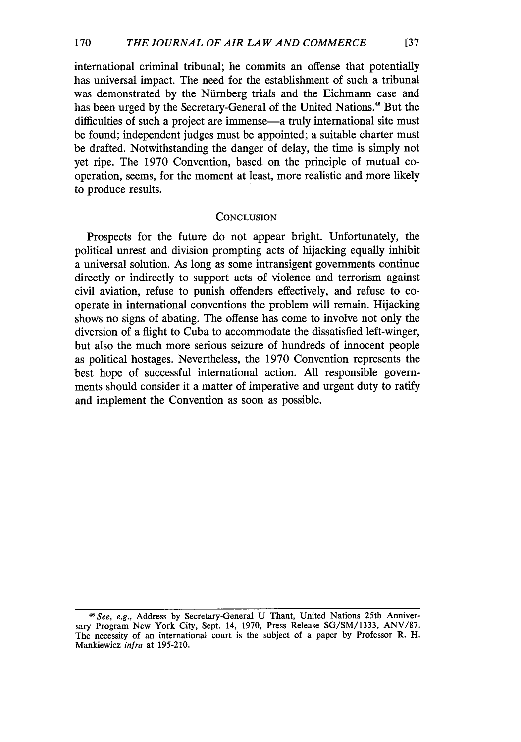international criminal tribunal; he commits an offense that potentially has universal impact. The need for the establishment of such a tribunal was demonstrated by the Nürnberg trials and the Eichmann case and has been urged by the Secretary-General of the United Nations.[46] But the difficulties of such a project are immense—a truly international site must be found; independent judges must be appointed; a suitable charter must be drafted. Notwithstanding the danger of delay, the time is simply not yet ripe. The 1970 Convention, based on the principle of mutual co-operation, seems, for the moment at least, more realistic and more likely to produce results.

## CONCLUSION

Prospects for the future do not appear bright. Unfortunately, the political unrest and division prompting acts of hijacking equally inhibit a universal solution. As long as some intransigent governments continue directly or indirectly to support acts of violence and terrorism against civil aviation, refuse to punish offenders effectively, and refuse to co-operate in international conventions the problem will remain. Hijacking shows no signs of abating. The offense has come to involve not only the diversion of a flight to Cuba to accommodate the dissatisfied left-winger, but also the much more serious seizure of hundreds of innocent people as political hostages. Nevertheless, the 1970 Convention represents the best hope of successful international action. All responsible governments should consider it a matter of imperative and urgent duty to ratify and implement the Convention as soon as possible.

---

[46] *See, e.g.*, Address by Secretary-General U Thant, United Nations 25th Anniversary Program New York City, Sept. 14, 1970, Press Release SG/SM/1333, ANV/87. The necessity of an international court is the subject of a paper by Professor R. H. Mankiewicz *infra* at 195-210.